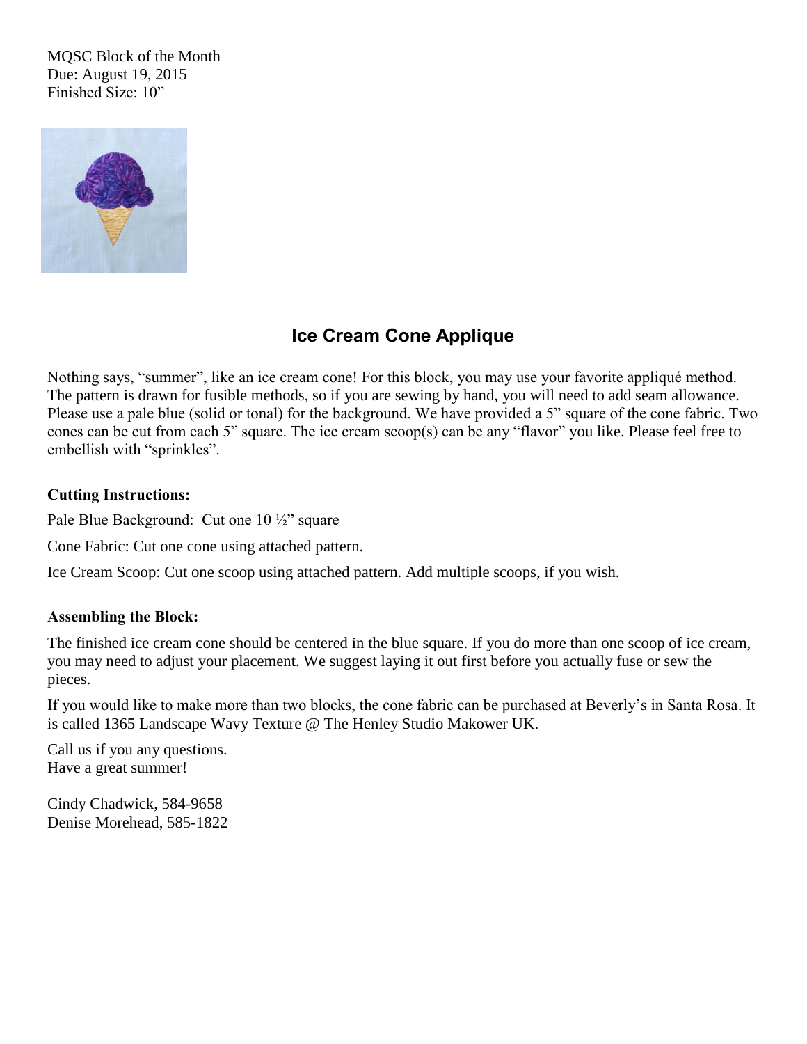MQSC Block of the Month
Due: August 19, 2015
Finished Size: 10"

## Ice Cream Cone Applique

Nothing says, "summer", like an ice cream cone! For this block, you may use your favorite appliqué method. The pattern is drawn for fusible methods, so if you are sewing by hand, you will need to add seam allowance. Please use a pale blue (solid or tonal) for the background. We have provided a 5" square of the cone fabric. Two cones can be cut from each 5" square. The ice cream scoop(s) can be any "flavor" you like. Please feel free to embellish with "sprinkles".

**Cutting Instructions:**

Pale Blue Background: Cut one 10 ½" square

Cone Fabric: Cut one cone using attached pattern.

Ice Cream Scoop: Cut one scoop using attached pattern. Add multiple scoops, if you wish.

**Assembling the Block:**

The finished ice cream cone should be centered in the blue square. If you do more than one scoop of ice cream, you may need to adjust your placement. We suggest laying it out first before you actually fuse or sew the pieces.

If you would like to make more than two blocks, the cone fabric can be purchased at Beverly's in Santa Rosa. It is called 1365 Landscape Wavy Texture @ The Henley Studio Makower UK.

Call us if you any questions.
Have a great summer!

Cindy Chadwick, 584-9658
Denise Morehead, 585-1822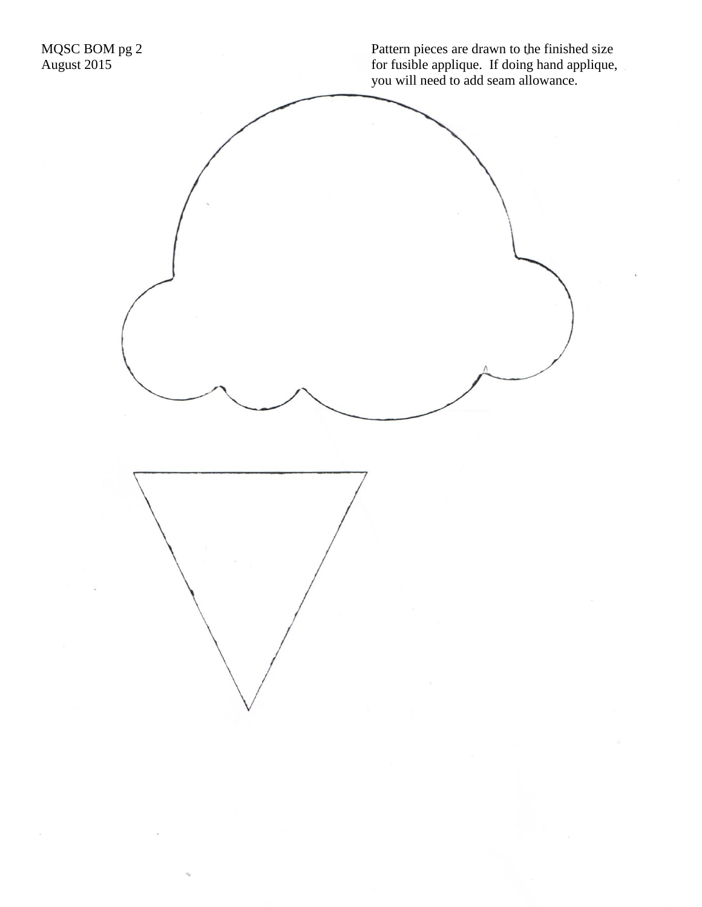MQSC BOM pg 2
August 2015

Pattern pieces are drawn to the finished size for fusible applique. If doing hand applique, you will need to add seam allowance.